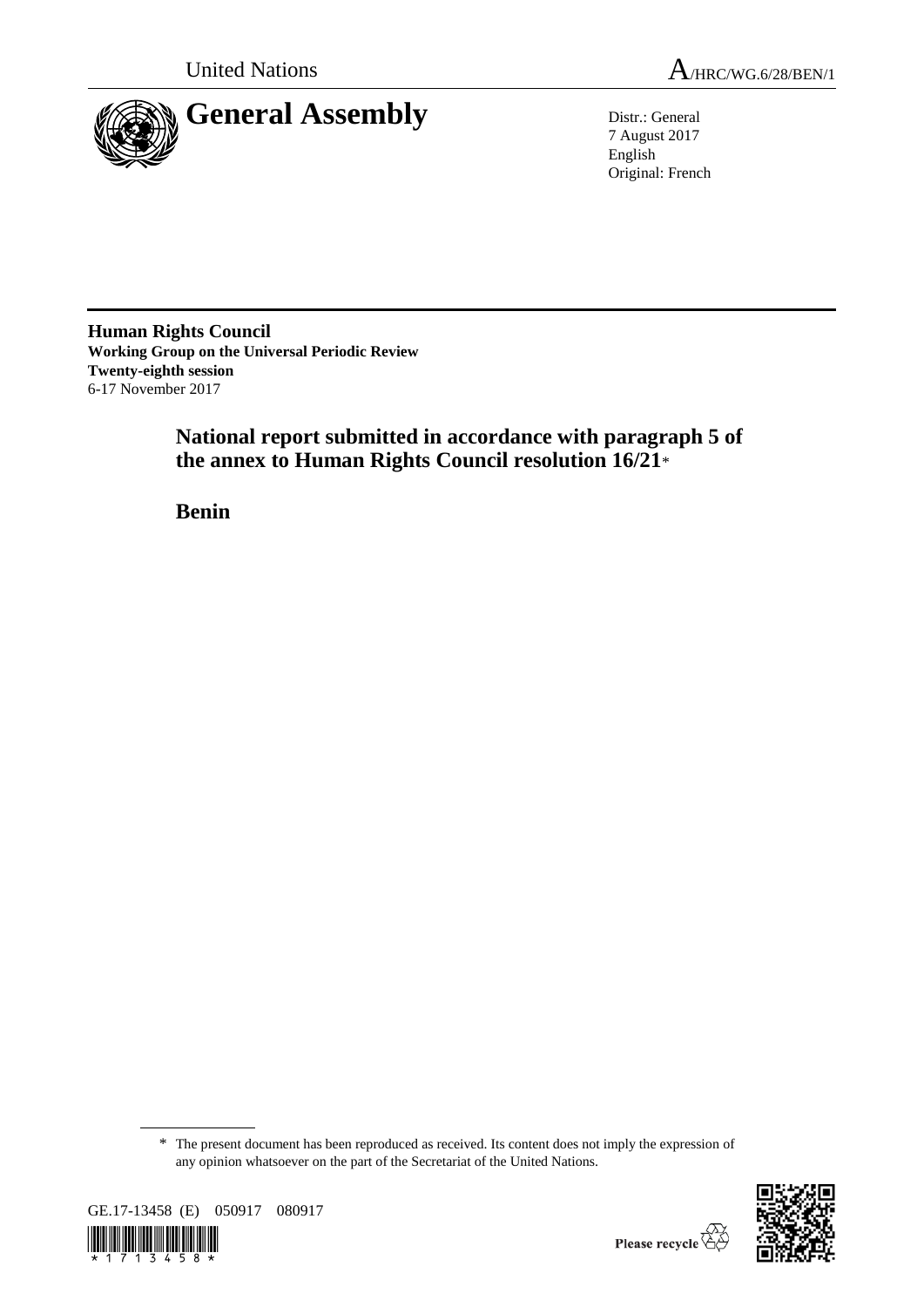United Nations

A/HRC/WG.6/28/BEN/1

# General Assembly

Distr.: General
7 August 2017
English
Original: French

**Human Rights Council**
**Working Group on the Universal Periodic Review**
**Twenty-eighth session**
6-17 November 2017

## National report submitted in accordance with paragraph 5 of the annex to Human Rights Council resolution 16/21*

## Benin

\* The present document has been reproduced as received. Its content does not imply the expression of any opinion whatsoever on the part of the Secretariat of the United Nations.

GE.17-13458 (E) 050917 080917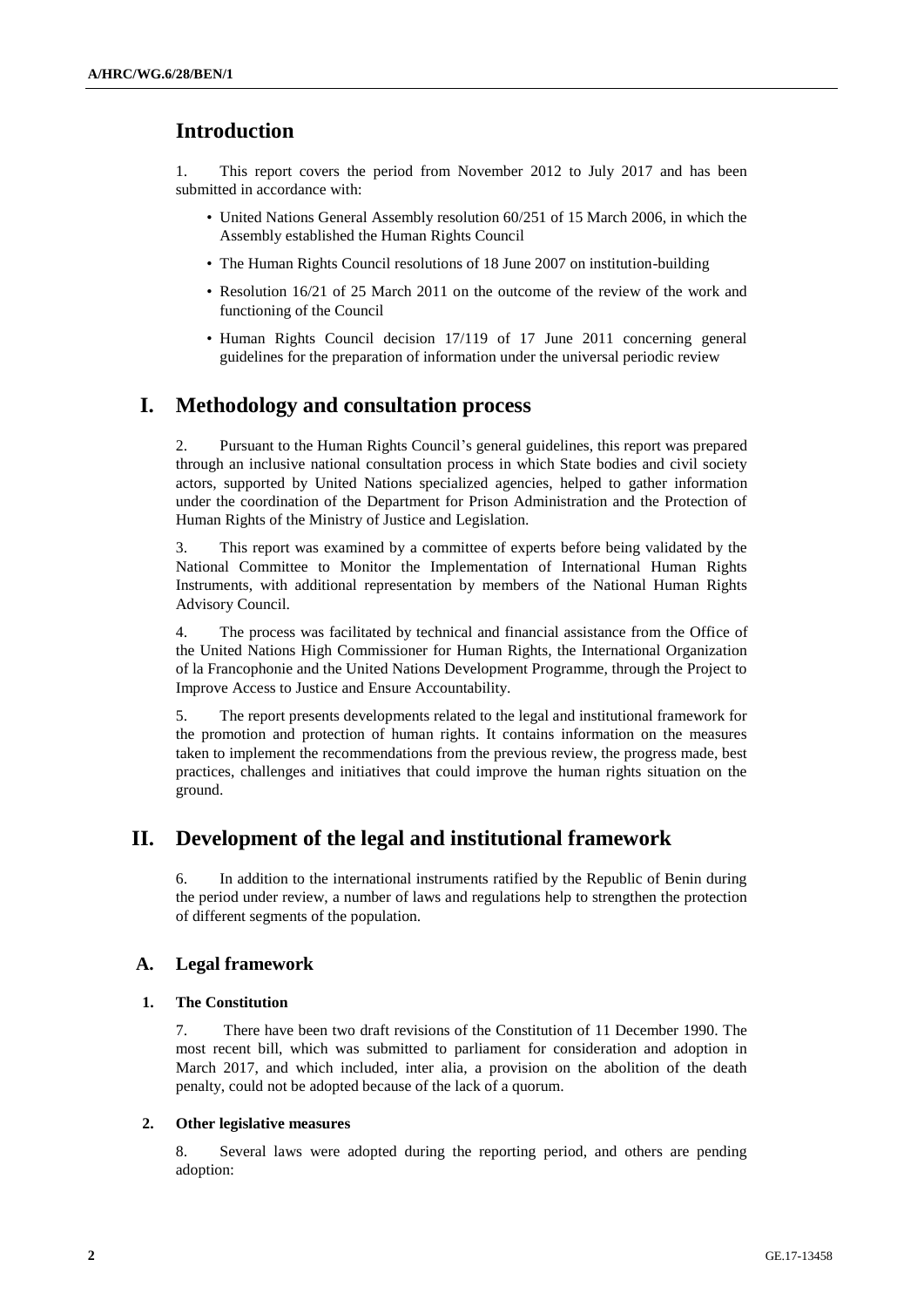# Introduction

1. This report covers the period from November 2012 to July 2017 and has been submitted in accordance with:

- United Nations General Assembly resolution 60/251 of 15 March 2006, in which the Assembly established the Human Rights Council
- The Human Rights Council resolutions of 18 June 2007 on institution-building
- Resolution 16/21 of 25 March 2011 on the outcome of the review of the work and functioning of the Council
- Human Rights Council decision 17/119 of 17 June 2011 concerning general guidelines for the preparation of information under the universal periodic review

# I. Methodology and consultation process

2. Pursuant to the Human Rights Council's general guidelines, this report was prepared through an inclusive national consultation process in which State bodies and civil society actors, supported by United Nations specialized agencies, helped to gather information under the coordination of the Department for Prison Administration and the Protection of Human Rights of the Ministry of Justice and Legislation.

3. This report was examined by a committee of experts before being validated by the National Committee to Monitor the Implementation of International Human Rights Instruments, with additional representation by members of the National Human Rights Advisory Council.

4. The process was facilitated by technical and financial assistance from the Office of the United Nations High Commissioner for Human Rights, the International Organization of la Francophonie and the United Nations Development Programme, through the Project to Improve Access to Justice and Ensure Accountability.

5. The report presents developments related to the legal and institutional framework for the promotion and protection of human rights. It contains information on the measures taken to implement the recommendations from the previous review, the progress made, best practices, challenges and initiatives that could improve the human rights situation on the ground.

# II. Development of the legal and institutional framework

6. In addition to the international instruments ratified by the Republic of Benin during the period under review, a number of laws and regulations help to strengthen the protection of different segments of the population.

## A. Legal framework

### 1. The Constitution

7. There have been two draft revisions of the Constitution of 11 December 1990. The most recent bill, which was submitted to parliament for consideration and adoption in March 2017, and which included, inter alia, a provision on the abolition of the death penalty, could not be adopted because of the lack of a quorum.

### 2. Other legislative measures

8. Several laws were adopted during the reporting period, and others are pending adoption: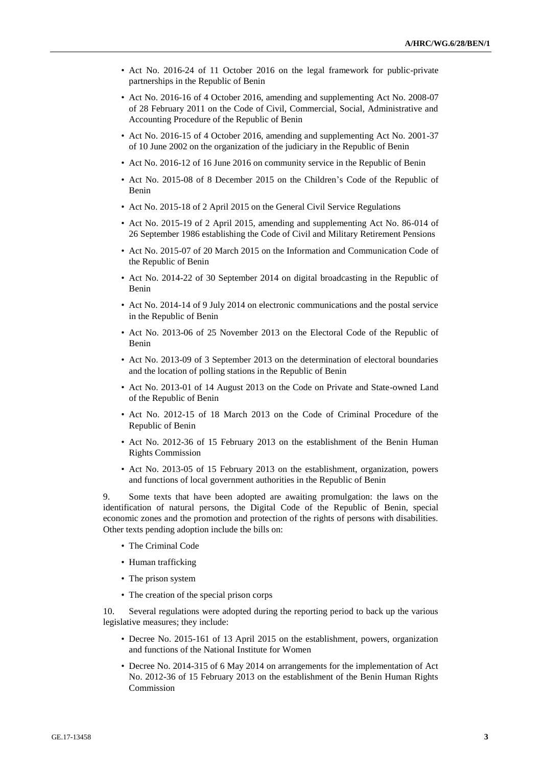- Act No. 2016-24 of 11 October 2016 on the legal framework for public-private partnerships in the Republic of Benin
- Act No. 2016-16 of 4 October 2016, amending and supplementing Act No. 2008-07 of 28 February 2011 on the Code of Civil, Commercial, Social, Administrative and Accounting Procedure of the Republic of Benin
- Act No. 2016-15 of 4 October 2016, amending and supplementing Act No. 2001-37 of 10 June 2002 on the organization of the judiciary in the Republic of Benin
- Act No. 2016-12 of 16 June 2016 on community service in the Republic of Benin
- Act No. 2015-08 of 8 December 2015 on the Children's Code of the Republic of Benin
- Act No. 2015-18 of 2 April 2015 on the General Civil Service Regulations
- Act No. 2015-19 of 2 April 2015, amending and supplementing Act No. 86-014 of 26 September 1986 establishing the Code of Civil and Military Retirement Pensions
- Act No. 2015-07 of 20 March 2015 on the Information and Communication Code of the Republic of Benin
- Act No. 2014-22 of 30 September 2014 on digital broadcasting in the Republic of Benin
- Act No. 2014-14 of 9 July 2014 on electronic communications and the postal service in the Republic of Benin
- Act No. 2013-06 of 25 November 2013 on the Electoral Code of the Republic of Benin
- Act No. 2013-09 of 3 September 2013 on the determination of electoral boundaries and the location of polling stations in the Republic of Benin
- Act No. 2013-01 of 14 August 2013 on the Code on Private and State-owned Land of the Republic of Benin
- Act No. 2012-15 of 18 March 2013 on the Code of Criminal Procedure of the Republic of Benin
- Act No. 2012-36 of 15 February 2013 on the establishment of the Benin Human Rights Commission
- Act No. 2013-05 of 15 February 2013 on the establishment, organization, powers and functions of local government authorities in the Republic of Benin

9. Some texts that have been adopted are awaiting promulgation: the laws on the identification of natural persons, the Digital Code of the Republic of Benin, special economic zones and the promotion and protection of the rights of persons with disabilities. Other texts pending adoption include the bills on:

- The Criminal Code
- Human trafficking
- The prison system
- The creation of the special prison corps

10. Several regulations were adopted during the reporting period to back up the various legislative measures; they include:

- Decree No. 2015-161 of 13 April 2015 on the establishment, powers, organization and functions of the National Institute for Women
- Decree No. 2014-315 of 6 May 2014 on arrangements for the implementation of Act No. 2012-36 of 15 February 2013 on the establishment of the Benin Human Rights Commission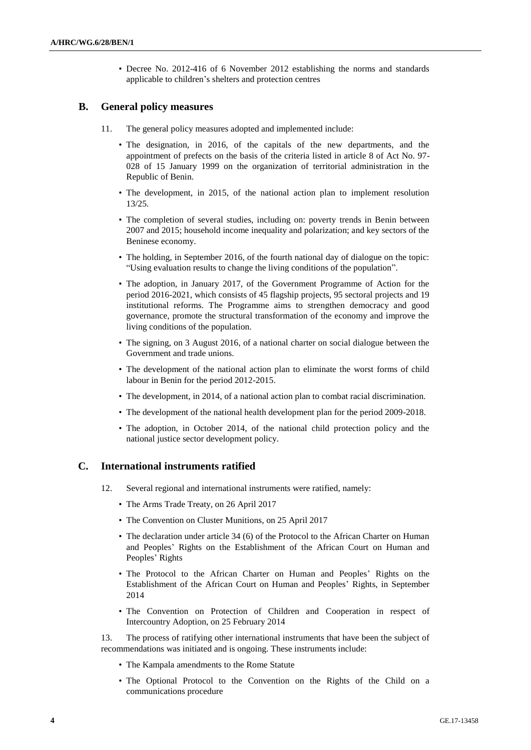- Decree No. 2012-416 of 6 November 2012 establishing the norms and standards applicable to children's shelters and protection centres

## B. General policy measures

11. The general policy measures adopted and implemented include:

- The designation, in 2016, of the capitals of the new departments, and the appointment of prefects on the basis of the criteria listed in article 8 of Act No. 97-028 of 15 January 1999 on the organization of territorial administration in the Republic of Benin.
- The development, in 2015, of the national action plan to implement resolution 13/25.
- The completion of several studies, including on: poverty trends in Benin between 2007 and 2015; household income inequality and polarization; and key sectors of the Beninese economy.
- The holding, in September 2016, of the fourth national day of dialogue on the topic: "Using evaluation results to change the living conditions of the population".
- The adoption, in January 2017, of the Government Programme of Action for the period 2016-2021, which consists of 45 flagship projects, 95 sectoral projects and 19 institutional reforms. The Programme aims to strengthen democracy and good governance, promote the structural transformation of the economy and improve the living conditions of the population.
- The signing, on 3 August 2016, of a national charter on social dialogue between the Government and trade unions.
- The development of the national action plan to eliminate the worst forms of child labour in Benin for the period 2012-2015.
- The development, in 2014, of a national action plan to combat racial discrimination.
- The development of the national health development plan for the period 2009-2018.
- The adoption, in October 2014, of the national child protection policy and the national justice sector development policy.

## C. International instruments ratified

12. Several regional and international instruments were ratified, namely:

- The Arms Trade Treaty, on 26 April 2017
- The Convention on Cluster Munitions, on 25 April 2017
- The declaration under article 34 (6) of the Protocol to the African Charter on Human and Peoples' Rights on the Establishment of the African Court on Human and Peoples' Rights
- The Protocol to the African Charter on Human and Peoples' Rights on the Establishment of the African Court on Human and Peoples' Rights, in September 2014
- The Convention on Protection of Children and Cooperation in respect of Intercountry Adoption, on 25 February 2014

13. The process of ratifying other international instruments that have been the subject of recommendations was initiated and is ongoing. These instruments include:

- The Kampala amendments to the Rome Statute
- The Optional Protocol to the Convention on the Rights of the Child on a communications procedure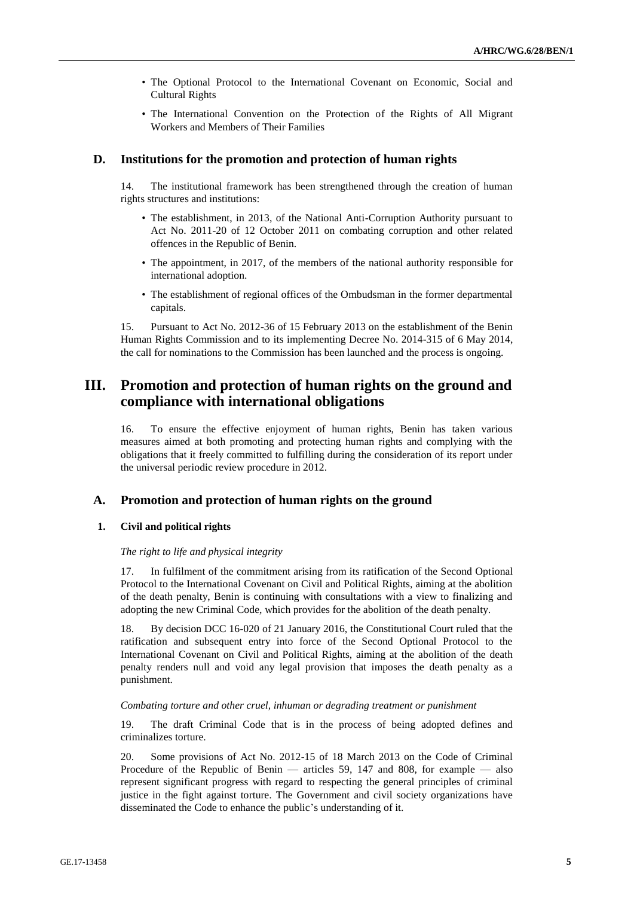- The Optional Protocol to the International Covenant on Economic, Social and Cultural Rights
- The International Convention on the Protection of the Rights of All Migrant Workers and Members of Their Families

## D. Institutions for the promotion and protection of human rights

14. The institutional framework has been strengthened through the creation of human rights structures and institutions:

- The establishment, in 2013, of the National Anti-Corruption Authority pursuant to Act No. 2011-20 of 12 October 2011 on combating corruption and other related offences in the Republic of Benin.
- The appointment, in 2017, of the members of the national authority responsible for international adoption.
- The establishment of regional offices of the Ombudsman in the former departmental capitals.

15. Pursuant to Act No. 2012-36 of 15 February 2013 on the establishment of the Benin Human Rights Commission and to its implementing Decree No. 2014-315 of 6 May 2014, the call for nominations to the Commission has been launched and the process is ongoing.

# III. Promotion and protection of human rights on the ground and compliance with international obligations

16. To ensure the effective enjoyment of human rights, Benin has taken various measures aimed at both promoting and protecting human rights and complying with the obligations that it freely committed to fulfilling during the consideration of its report under the universal periodic review procedure in 2012.

## A. Promotion and protection of human rights on the ground

### 1. Civil and political rights

*The right to life and physical integrity*

17. In fulfilment of the commitment arising from its ratification of the Second Optional Protocol to the International Covenant on Civil and Political Rights, aiming at the abolition of the death penalty, Benin is continuing with consultations with a view to finalizing and adopting the new Criminal Code, which provides for the abolition of the death penalty.

18. By decision DCC 16-020 of 21 January 2016, the Constitutional Court ruled that the ratification and subsequent entry into force of the Second Optional Protocol to the International Covenant on Civil and Political Rights, aiming at the abolition of the death penalty renders null and void any legal provision that imposes the death penalty as a punishment.

*Combating torture and other cruel, inhuman or degrading treatment or punishment*

19. The draft Criminal Code that is in the process of being adopted defines and criminalizes torture.

20. Some provisions of Act No. 2012-15 of 18 March 2013 on the Code of Criminal Procedure of the Republic of Benin — articles 59, 147 and 808, for example — also represent significant progress with regard to respecting the general principles of criminal justice in the fight against torture. The Government and civil society organizations have disseminated the Code to enhance the public's understanding of it.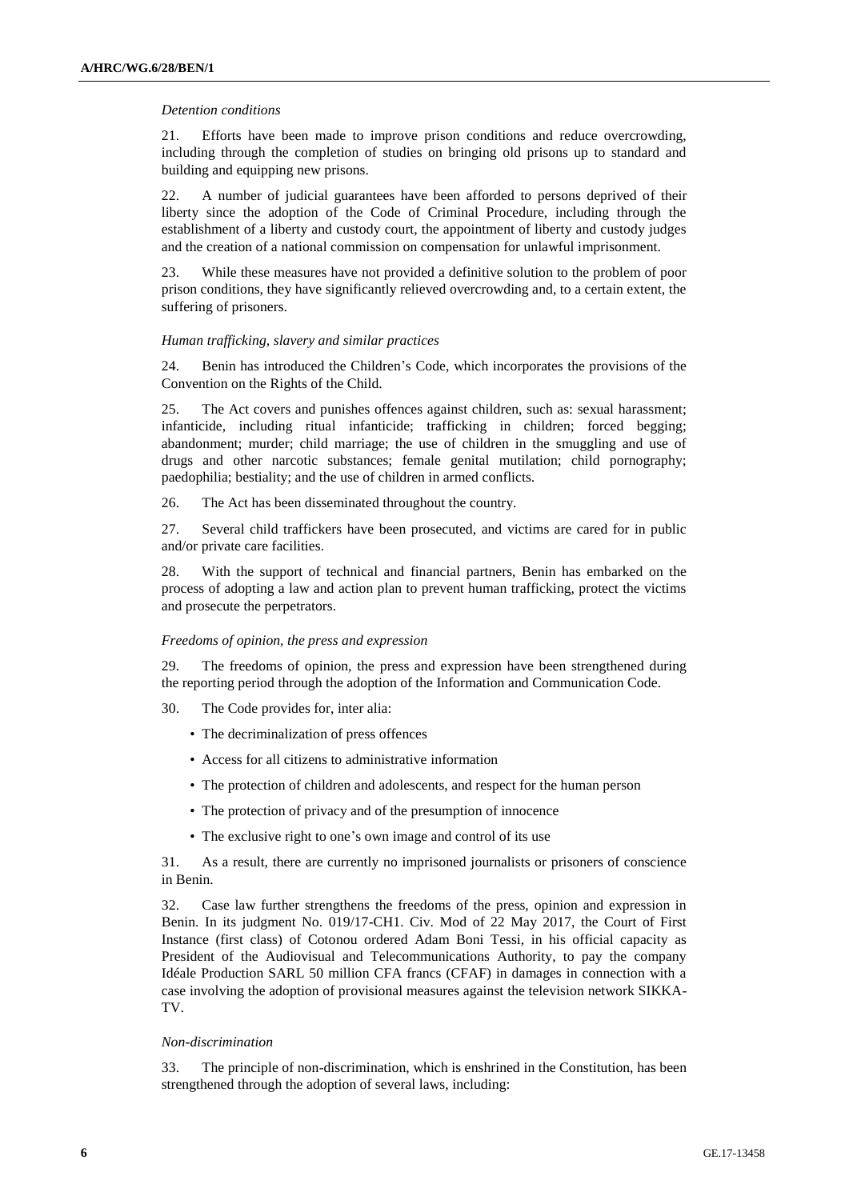*Detention conditions*

21. Efforts have been made to improve prison conditions and reduce overcrowding, including through the completion of studies on bringing old prisons up to standard and building and equipping new prisons.

22. A number of judicial guarantees have been afforded to persons deprived of their liberty since the adoption of the Code of Criminal Procedure, including through the establishment of a liberty and custody court, the appointment of liberty and custody judges and the creation of a national commission on compensation for unlawful imprisonment.

23. While these measures have not provided a definitive solution to the problem of poor prison conditions, they have significantly relieved overcrowding and, to a certain extent, the suffering of prisoners.

*Human trafficking, slavery and similar practices*

24. Benin has introduced the Children's Code, which incorporates the provisions of the Convention on the Rights of the Child.

25. The Act covers and punishes offences against children, such as: sexual harassment; infanticide, including ritual infanticide; trafficking in children; forced begging; abandonment; murder; child marriage; the use of children in the smuggling and use of drugs and other narcotic substances; female genital mutilation; child pornography; paedophilia; bestiality; and the use of children in armed conflicts.

26. The Act has been disseminated throughout the country.

27. Several child traffickers have been prosecuted, and victims are cared for in public and/or private care facilities.

28. With the support of technical and financial partners, Benin has embarked on the process of adopting a law and action plan to prevent human trafficking, protect the victims and prosecute the perpetrators.

*Freedoms of opinion, the press and expression*

29. The freedoms of opinion, the press and expression have been strengthened during the reporting period through the adoption of the Information and Communication Code.

30. The Code provides for, inter alia:

- The decriminalization of press offences
- Access for all citizens to administrative information
- The protection of children and adolescents, and respect for the human person
- The protection of privacy and of the presumption of innocence
- The exclusive right to one's own image and control of its use

31. As a result, there are currently no imprisoned journalists or prisoners of conscience in Benin.

32. Case law further strengthens the freedoms of the press, opinion and expression in Benin. In its judgment No. 019/17-CH1. Civ. Mod of 22 May 2017, the Court of First Instance (first class) of Cotonou ordered Adam Boni Tessi, in his official capacity as President of the Audiovisual and Telecommunications Authority, to pay the company Idéale Production SARL 50 million CFA francs (CFAF) in damages in connection with a case involving the adoption of provisional measures against the television network SIKKA-TV.

*Non-discrimination*

33. The principle of non-discrimination, which is enshrined in the Constitution, has been strengthened through the adoption of several laws, including: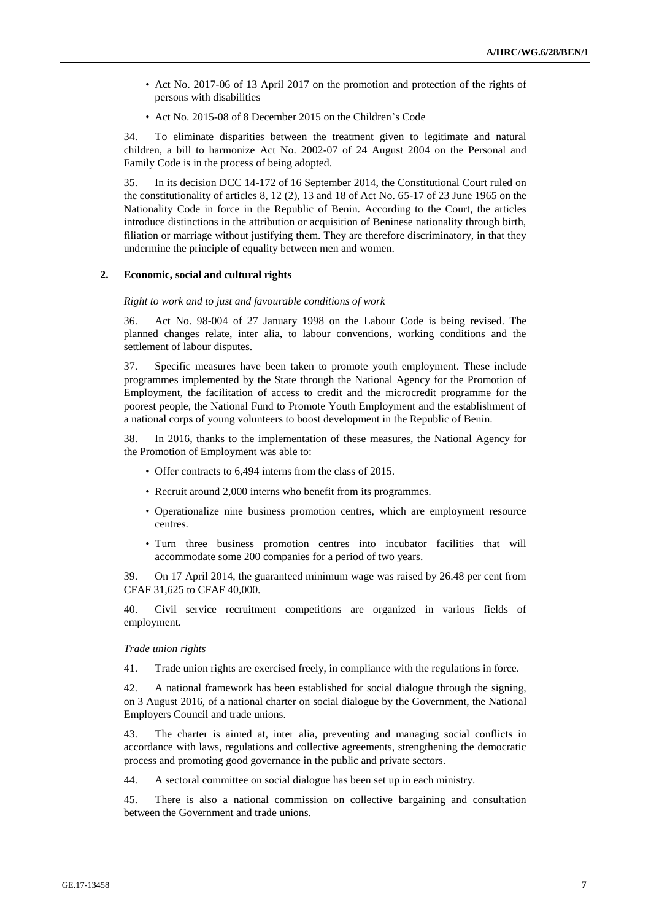- Act No. 2017-06 of 13 April 2017 on the promotion and protection of the rights of persons with disabilities
- Act No. 2015-08 of 8 December 2015 on the Children's Code

34. To eliminate disparities between the treatment given to legitimate and natural children, a bill to harmonize Act No. 2002-07 of 24 August 2004 on the Personal and Family Code is in the process of being adopted.

35. In its decision DCC 14-172 of 16 September 2014, the Constitutional Court ruled on the constitutionality of articles 8, 12 (2), 13 and 18 of Act No. 65-17 of 23 June 1965 on the Nationality Code in force in the Republic of Benin. According to the Court, the articles introduce distinctions in the attribution or acquisition of Beninese nationality through birth, filiation or marriage without justifying them. They are therefore discriminatory, in that they undermine the principle of equality between men and women.

## 2. Economic, social and cultural rights

*Right to work and to just and favourable conditions of work*

36. Act No. 98-004 of 27 January 1998 on the Labour Code is being revised. The planned changes relate, inter alia, to labour conventions, working conditions and the settlement of labour disputes.

37. Specific measures have been taken to promote youth employment. These include programmes implemented by the State through the National Agency for the Promotion of Employment, the facilitation of access to credit and the microcredit programme for the poorest people, the National Fund to Promote Youth Employment and the establishment of a national corps of young volunteers to boost development in the Republic of Benin.

38. In 2016, thanks to the implementation of these measures, the National Agency for the Promotion of Employment was able to:

- Offer contracts to 6,494 interns from the class of 2015.
- Recruit around 2,000 interns who benefit from its programmes.
- Operationalize nine business promotion centres, which are employment resource centres.
- Turn three business promotion centres into incubator facilities that will accommodate some 200 companies for a period of two years.

39. On 17 April 2014, the guaranteed minimum wage was raised by 26.48 per cent from CFAF 31,625 to CFAF 40,000.

40. Civil service recruitment competitions are organized in various fields of employment.

*Trade union rights*

41. Trade union rights are exercised freely, in compliance with the regulations in force.

42. A national framework has been established for social dialogue through the signing, on 3 August 2016, of a national charter on social dialogue by the Government, the National Employers Council and trade unions.

43. The charter is aimed at, inter alia, preventing and managing social conflicts in accordance with laws, regulations and collective agreements, strengthening the democratic process and promoting good governance in the public and private sectors.

44. A sectoral committee on social dialogue has been set up in each ministry.

45. There is also a national commission on collective bargaining and consultation between the Government and trade unions.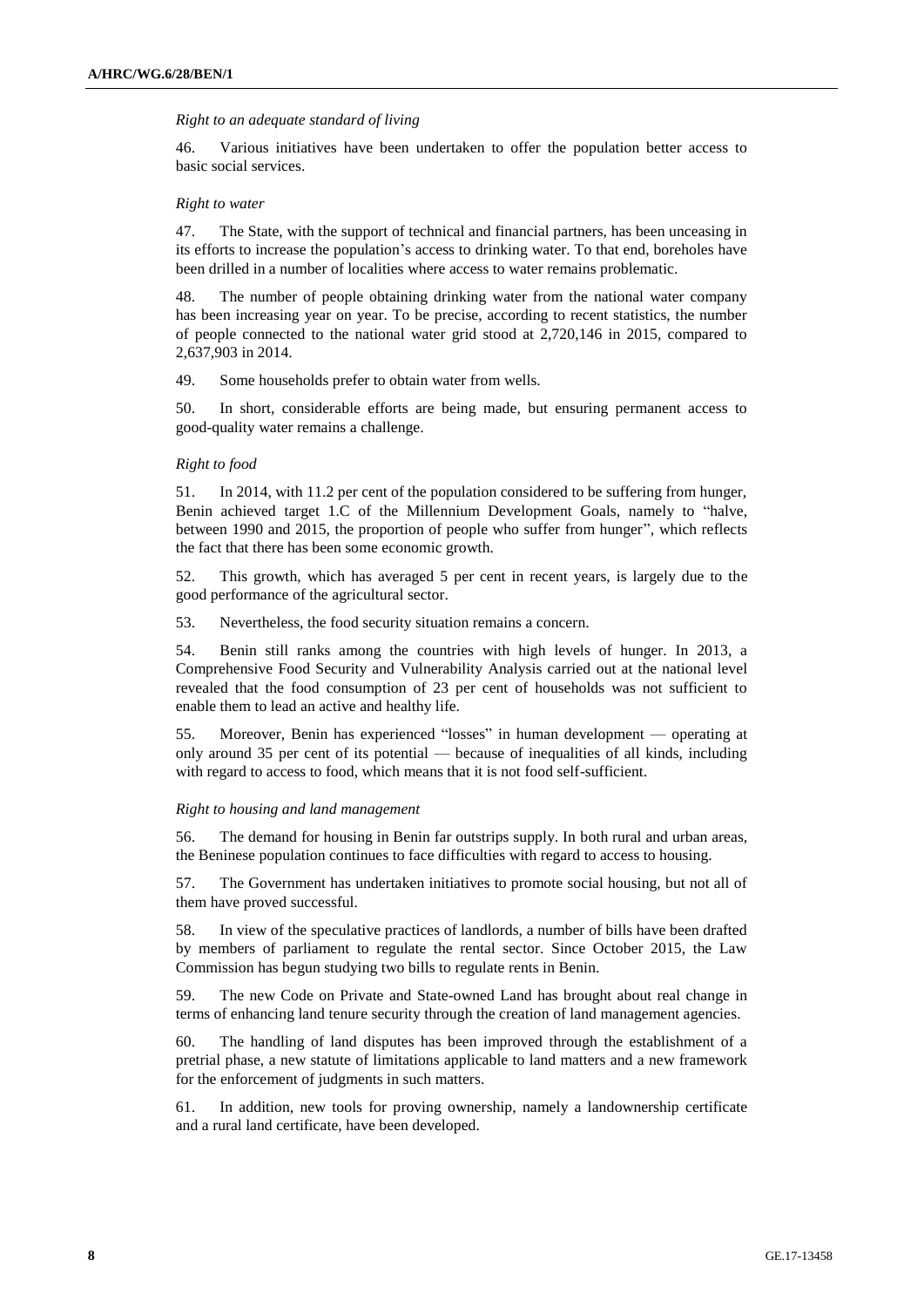*Right to an adequate standard of living*

46. Various initiatives have been undertaken to offer the population better access to basic social services.

*Right to water*

47. The State, with the support of technical and financial partners, has been unceasing in its efforts to increase the population's access to drinking water. To that end, boreholes have been drilled in a number of localities where access to water remains problematic.

48. The number of people obtaining drinking water from the national water company has been increasing year on year. To be precise, according to recent statistics, the number of people connected to the national water grid stood at 2,720,146 in 2015, compared to 2,637,903 in 2014.

49. Some households prefer to obtain water from wells.

50. In short, considerable efforts are being made, but ensuring permanent access to good-quality water remains a challenge.

*Right to food*

51. In 2014, with 11.2 per cent of the population considered to be suffering from hunger, Benin achieved target 1.C of the Millennium Development Goals, namely to "halve, between 1990 and 2015, the proportion of people who suffer from hunger", which reflects the fact that there has been some economic growth.

52. This growth, which has averaged 5 per cent in recent years, is largely due to the good performance of the agricultural sector.

53. Nevertheless, the food security situation remains a concern.

54. Benin still ranks among the countries with high levels of hunger. In 2013, a Comprehensive Food Security and Vulnerability Analysis carried out at the national level revealed that the food consumption of 23 per cent of households was not sufficient to enable them to lead an active and healthy life.

55. Moreover, Benin has experienced "losses" in human development — operating at only around 35 per cent of its potential — because of inequalities of all kinds, including with regard to access to food, which means that it is not food self-sufficient.

*Right to housing and land management*

56. The demand for housing in Benin far outstrips supply. In both rural and urban areas, the Beninese population continues to face difficulties with regard to access to housing.

57. The Government has undertaken initiatives to promote social housing, but not all of them have proved successful.

58. In view of the speculative practices of landlords, a number of bills have been drafted by members of parliament to regulate the rental sector. Since October 2015, the Law Commission has begun studying two bills to regulate rents in Benin.

59. The new Code on Private and State-owned Land has brought about real change in terms of enhancing land tenure security through the creation of land management agencies.

60. The handling of land disputes has been improved through the establishment of a pretrial phase, a new statute of limitations applicable to land matters and a new framework for the enforcement of judgments in such matters.

61. In addition, new tools for proving ownership, namely a landownership certificate and a rural land certificate, have been developed.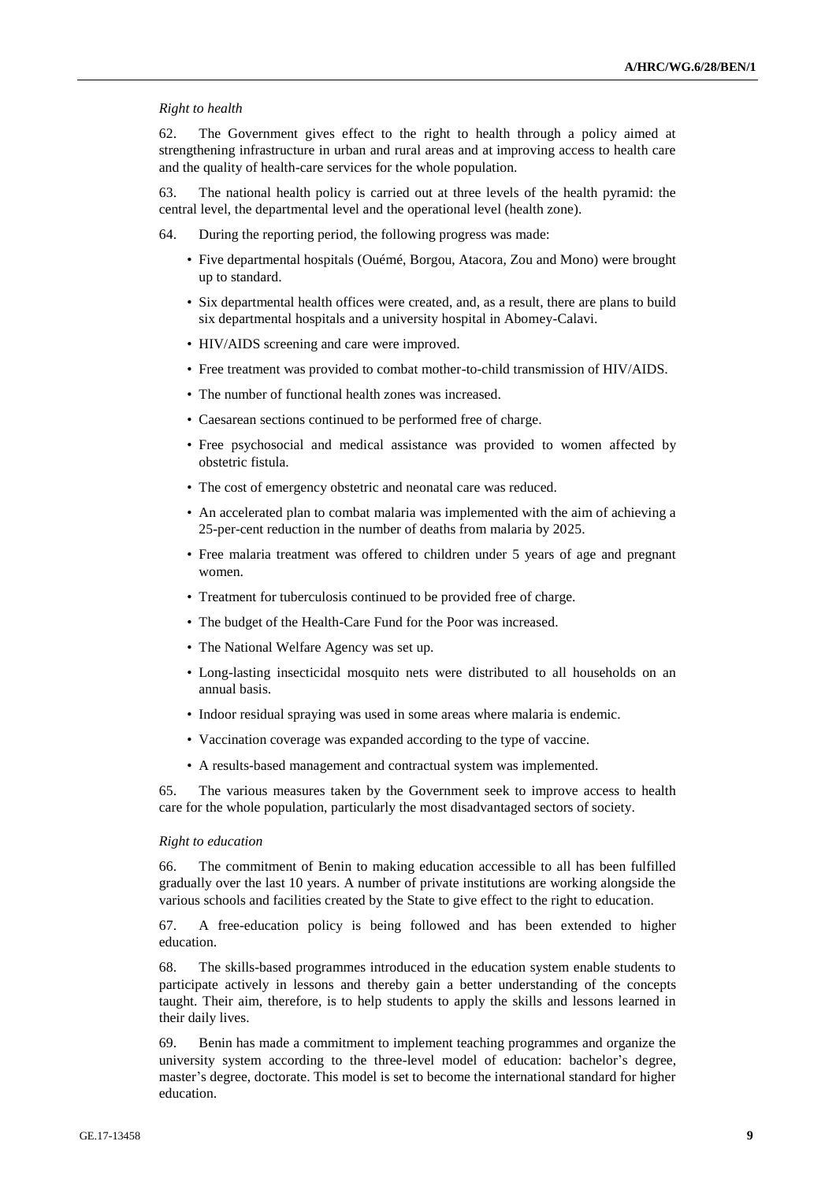*Right to health*

62. The Government gives effect to the right to health through a policy aimed at strengthening infrastructure in urban and rural areas and at improving access to health care and the quality of health-care services for the whole population.

63. The national health policy is carried out at three levels of the health pyramid: the central level, the departmental level and the operational level (health zone).

64. During the reporting period, the following progress was made:

- Five departmental hospitals (Ouémé, Borgou, Atacora, Zou and Mono) were brought up to standard.
- Six departmental health offices were created, and, as a result, there are plans to build six departmental hospitals and a university hospital in Abomey-Calavi.
- HIV/AIDS screening and care were improved.
- Free treatment was provided to combat mother-to-child transmission of HIV/AIDS.
- The number of functional health zones was increased.
- Caesarean sections continued to be performed free of charge.
- Free psychosocial and medical assistance was provided to women affected by obstetric fistula.
- The cost of emergency obstetric and neonatal care was reduced.
- An accelerated plan to combat malaria was implemented with the aim of achieving a 25-per-cent reduction in the number of deaths from malaria by 2025.
- Free malaria treatment was offered to children under 5 years of age and pregnant women.
- Treatment for tuberculosis continued to be provided free of charge.
- The budget of the Health-Care Fund for the Poor was increased.
- The National Welfare Agency was set up.
- Long-lasting insecticidal mosquito nets were distributed to all households on an annual basis.
- Indoor residual spraying was used in some areas where malaria is endemic.
- Vaccination coverage was expanded according to the type of vaccine.
- A results-based management and contractual system was implemented.

65. The various measures taken by the Government seek to improve access to health care for the whole population, particularly the most disadvantaged sectors of society.

*Right to education*

66. The commitment of Benin to making education accessible to all has been fulfilled gradually over the last 10 years. A number of private institutions are working alongside the various schools and facilities created by the State to give effect to the right to education.

67. A free-education policy is being followed and has been extended to higher education.

68. The skills-based programmes introduced in the education system enable students to participate actively in lessons and thereby gain a better understanding of the concepts taught. Their aim, therefore, is to help students to apply the skills and lessons learned in their daily lives.

69. Benin has made a commitment to implement teaching programmes and organize the university system according to the three-level model of education: bachelor's degree, master's degree, doctorate. This model is set to become the international standard for higher education.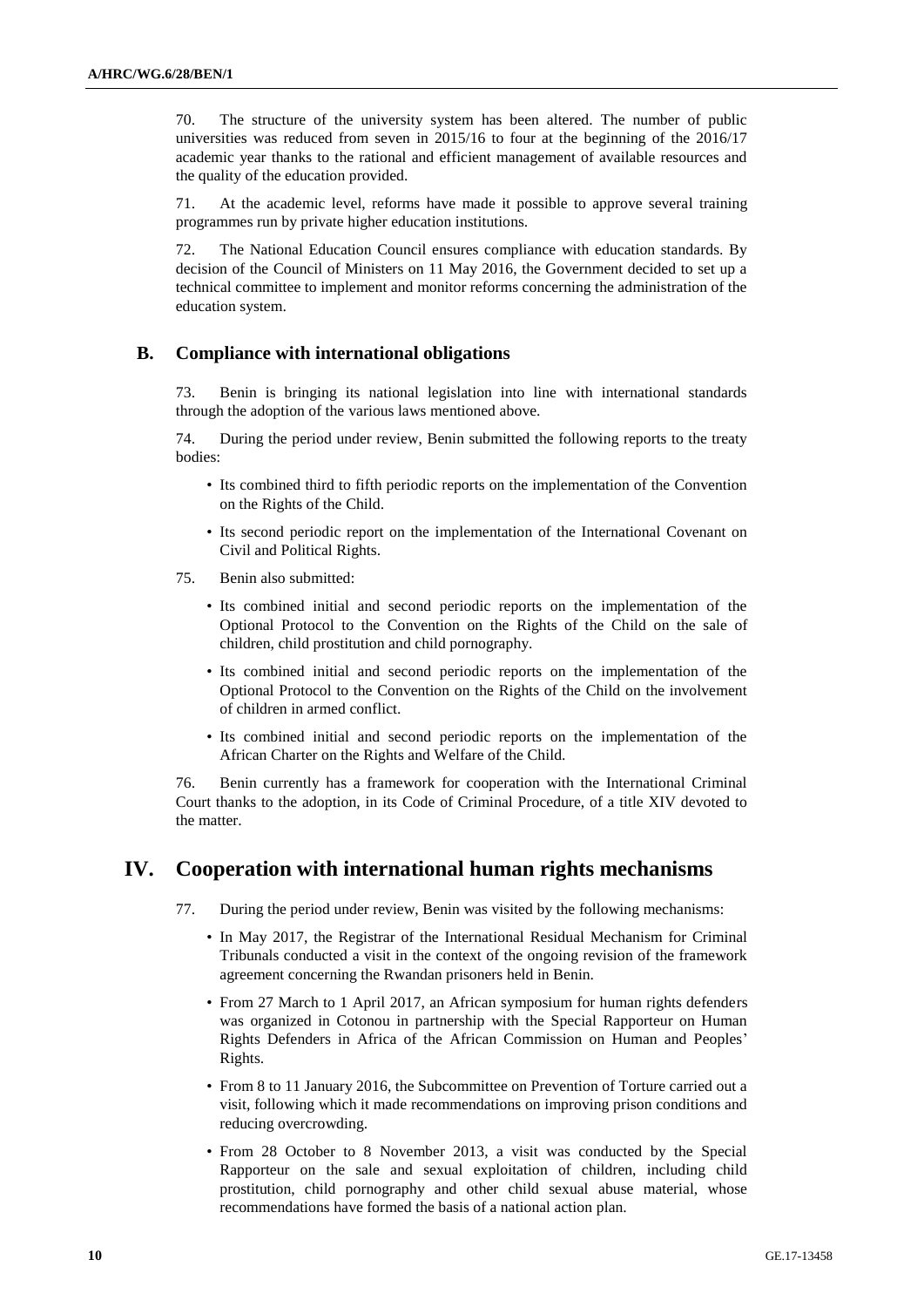70. The structure of the university system has been altered. The number of public universities was reduced from seven in 2015/16 to four at the beginning of the 2016/17 academic year thanks to the rational and efficient management of available resources and the quality of the education provided.

71. At the academic level, reforms have made it possible to approve several training programmes run by private higher education institutions.

72. The National Education Council ensures compliance with education standards. By decision of the Council of Ministers on 11 May 2016, the Government decided to set up a technical committee to implement and monitor reforms concerning the administration of the education system.

## B. Compliance with international obligations

73. Benin is bringing its national legislation into line with international standards through the adoption of the various laws mentioned above.

74. During the period under review, Benin submitted the following reports to the treaty bodies:

- Its combined third to fifth periodic reports on the implementation of the Convention on the Rights of the Child.
- Its second periodic report on the implementation of the International Covenant on Civil and Political Rights.

75. Benin also submitted:

- Its combined initial and second periodic reports on the implementation of the Optional Protocol to the Convention on the Rights of the Child on the sale of children, child prostitution and child pornography.
- Its combined initial and second periodic reports on the implementation of the Optional Protocol to the Convention on the Rights of the Child on the involvement of children in armed conflict.
- Its combined initial and second periodic reports on the implementation of the African Charter on the Rights and Welfare of the Child.

76. Benin currently has a framework for cooperation with the International Criminal Court thanks to the adoption, in its Code of Criminal Procedure, of a title XIV devoted to the matter.

# IV. Cooperation with international human rights mechanisms

77. During the period under review, Benin was visited by the following mechanisms:

- In May 2017, the Registrar of the International Residual Mechanism for Criminal Tribunals conducted a visit in the context of the ongoing revision of the framework agreement concerning the Rwandan prisoners held in Benin.
- From 27 March to 1 April 2017, an African symposium for human rights defenders was organized in Cotonou in partnership with the Special Rapporteur on Human Rights Defenders in Africa of the African Commission on Human and Peoples' Rights.
- From 8 to 11 January 2016, the Subcommittee on Prevention of Torture carried out a visit, following which it made recommendations on improving prison conditions and reducing overcrowding.
- From 28 October to 8 November 2013, a visit was conducted by the Special Rapporteur on the sale and sexual exploitation of children, including child prostitution, child pornography and other child sexual abuse material, whose recommendations have formed the basis of a national action plan.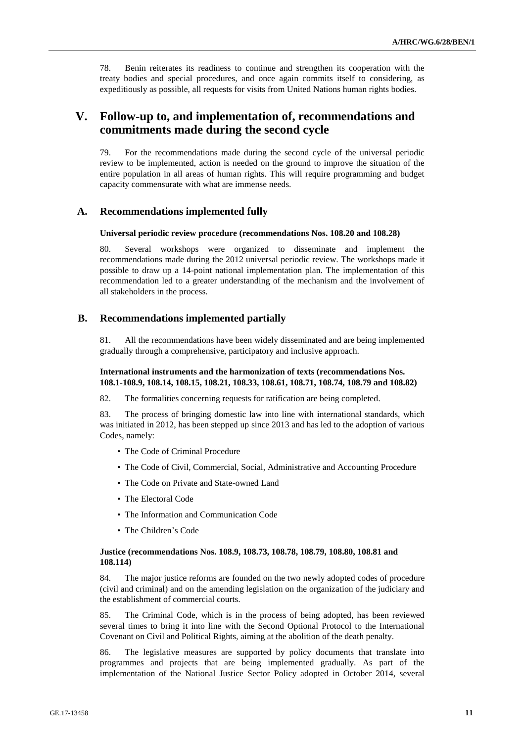78. Benin reiterates its readiness to continue and strengthen its cooperation with the treaty bodies and special procedures, and once again commits itself to considering, as expeditiously as possible, all requests for visits from United Nations human rights bodies.

# V. Follow-up to, and implementation of, recommendations and commitments made during the second cycle

79. For the recommendations made during the second cycle of the universal periodic review to be implemented, action is needed on the ground to improve the situation of the entire population in all areas of human rights. This will require programming and budget capacity commensurate with what are immense needs.

## A. Recommendations implemented fully

### Universal periodic review procedure (recommendations Nos. 108.20 and 108.28)

80. Several workshops were organized to disseminate and implement the recommendations made during the 2012 universal periodic review. The workshops made it possible to draw up a 14-point national implementation plan. The implementation of this recommendation led to a greater understanding of the mechanism and the involvement of all stakeholders in the process.

## B. Recommendations implemented partially

81. All the recommendations have been widely disseminated and are being implemented gradually through a comprehensive, participatory and inclusive approach.

### International instruments and the harmonization of texts (recommendations Nos. 108.1-108.9, 108.14, 108.15, 108.21, 108.33, 108.61, 108.71, 108.74, 108.79 and 108.82)

82. The formalities concerning requests for ratification are being completed.

83. The process of bringing domestic law into line with international standards, which was initiated in 2012, has been stepped up since 2013 and has led to the adoption of various Codes, namely:

- The Code of Criminal Procedure
- The Code of Civil, Commercial, Social, Administrative and Accounting Procedure
- The Code on Private and State-owned Land
- The Electoral Code
- The Information and Communication Code
- The Children's Code

### Justice (recommendations Nos. 108.9, 108.73, 108.78, 108.79, 108.80, 108.81 and 108.114)

84. The major justice reforms are founded on the two newly adopted codes of procedure (civil and criminal) and on the amending legislation on the organization of the judiciary and the establishment of commercial courts.

85. The Criminal Code, which is in the process of being adopted, has been reviewed several times to bring it into line with the Second Optional Protocol to the International Covenant on Civil and Political Rights, aiming at the abolition of the death penalty.

86. The legislative measures are supported by policy documents that translate into programmes and projects that are being implemented gradually. As part of the implementation of the National Justice Sector Policy adopted in October 2014, several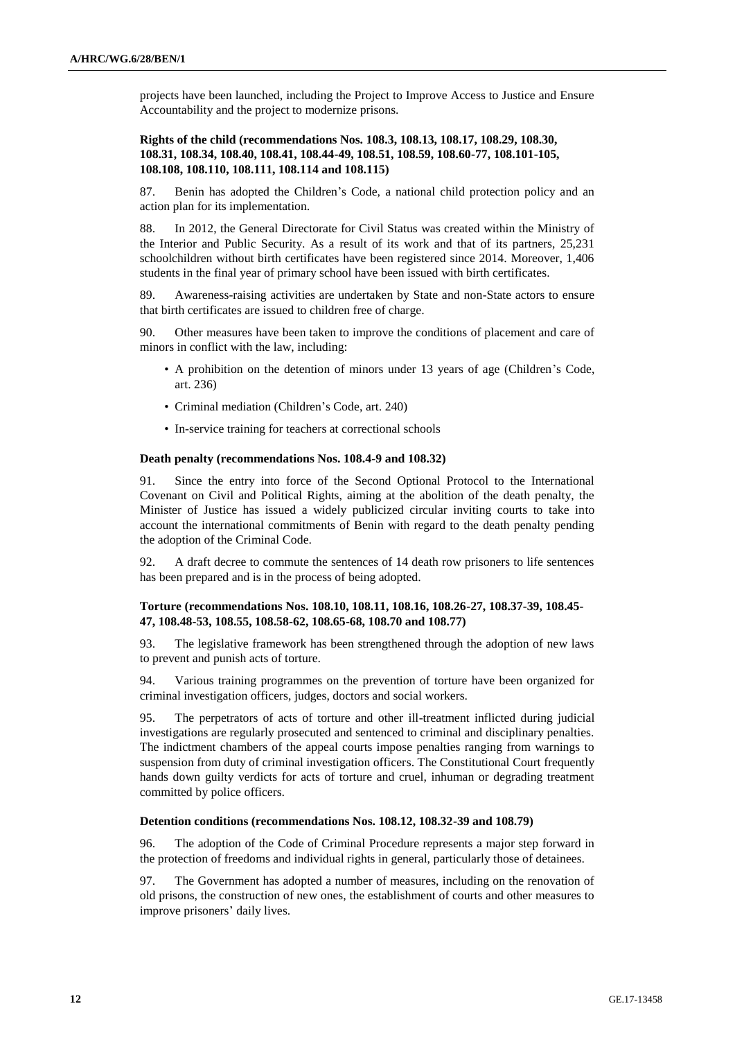projects have been launched, including the Project to Improve Access to Justice and Ensure Accountability and the project to modernize prisons.

### Rights of the child (recommendations Nos. 108.3, 108.13, 108.17, 108.29, 108.30, 108.31, 108.34, 108.40, 108.41, 108.44-49, 108.51, 108.59, 108.60-77, 108.101-105, 108.108, 108.110, 108.111, 108.114 and 108.115)

87. Benin has adopted the Children's Code, a national child protection policy and an action plan for its implementation.

88. In 2012, the General Directorate for Civil Status was created within the Ministry of the Interior and Public Security. As a result of its work and that of its partners, 25,231 schoolchildren without birth certificates have been registered since 2014. Moreover, 1,406 students in the final year of primary school have been issued with birth certificates.

89. Awareness-raising activities are undertaken by State and non-State actors to ensure that birth certificates are issued to children free of charge.

90. Other measures have been taken to improve the conditions of placement and care of minors in conflict with the law, including:

- A prohibition on the detention of minors under 13 years of age (Children's Code, art. 236)
- Criminal mediation (Children's Code, art. 240)
- In-service training for teachers at correctional schools

### Death penalty (recommendations Nos. 108.4-9 and 108.32)

91. Since the entry into force of the Second Optional Protocol to the International Covenant on Civil and Political Rights, aiming at the abolition of the death penalty, the Minister of Justice has issued a widely publicized circular inviting courts to take into account the international commitments of Benin with regard to the death penalty pending the adoption of the Criminal Code.

92. A draft decree to commute the sentences of 14 death row prisoners to life sentences has been prepared and is in the process of being adopted.

### Torture (recommendations Nos. 108.10, 108.11, 108.16, 108.26-27, 108.37-39, 108.45-47, 108.48-53, 108.55, 108.58-62, 108.65-68, 108.70 and 108.77)

93. The legislative framework has been strengthened through the adoption of new laws to prevent and punish acts of torture.

94. Various training programmes on the prevention of torture have been organized for criminal investigation officers, judges, doctors and social workers.

95. The perpetrators of acts of torture and other ill-treatment inflicted during judicial investigations are regularly prosecuted and sentenced to criminal and disciplinary penalties. The indictment chambers of the appeal courts impose penalties ranging from warnings to suspension from duty of criminal investigation officers. The Constitutional Court frequently hands down guilty verdicts for acts of torture and cruel, inhuman or degrading treatment committed by police officers.

### Detention conditions (recommendations Nos. 108.12, 108.32-39 and 108.79)

96. The adoption of the Code of Criminal Procedure represents a major step forward in the protection of freedoms and individual rights in general, particularly those of detainees.

97. The Government has adopted a number of measures, including on the renovation of old prisons, the construction of new ones, the establishment of courts and other measures to improve prisoners' daily lives.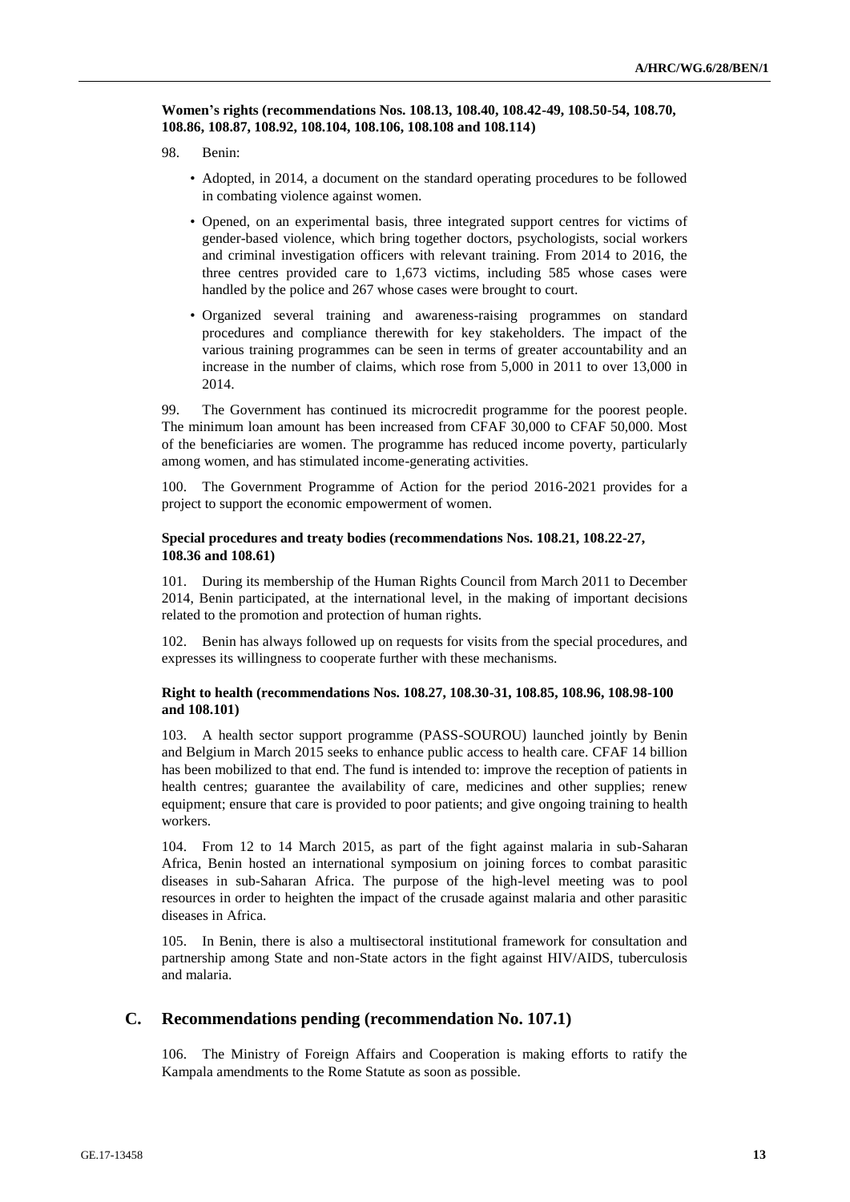**Women's rights (recommendations Nos. 108.13, 108.40, 108.42-49, 108.50-54, 108.70, 108.86, 108.87, 108.92, 108.104, 108.106, 108.108 and 108.114)**

98. Benin:

- Adopted, in 2014, a document on the standard operating procedures to be followed in combating violence against women.
- Opened, on an experimental basis, three integrated support centres for victims of gender-based violence, which bring together doctors, psychologists, social workers and criminal investigation officers with relevant training. From 2014 to 2016, the three centres provided care to 1,673 victims, including 585 whose cases were handled by the police and 267 whose cases were brought to court.
- Organized several training and awareness-raising programmes on standard procedures and compliance therewith for key stakeholders. The impact of the various training programmes can be seen in terms of greater accountability and an increase in the number of claims, which rose from 5,000 in 2011 to over 13,000 in 2014.

99. The Government has continued its microcredit programme for the poorest people. The minimum loan amount has been increased from CFAF 30,000 to CFAF 50,000. Most of the beneficiaries are women. The programme has reduced income poverty, particularly among women, and has stimulated income-generating activities.

100. The Government Programme of Action for the period 2016-2021 provides for a project to support the economic empowerment of women.

**Special procedures and treaty bodies (recommendations Nos. 108.21, 108.22-27, 108.36 and 108.61)**

101. During its membership of the Human Rights Council from March 2011 to December 2014, Benin participated, at the international level, in the making of important decisions related to the promotion and protection of human rights.

102. Benin has always followed up on requests for visits from the special procedures, and expresses its willingness to cooperate further with these mechanisms.

**Right to health (recommendations Nos. 108.27, 108.30-31, 108.85, 108.96, 108.98-100 and 108.101)**

103. A health sector support programme (PASS-SOUROU) launched jointly by Benin and Belgium in March 2015 seeks to enhance public access to health care. CFAF 14 billion has been mobilized to that end. The fund is intended to: improve the reception of patients in health centres; guarantee the availability of care, medicines and other supplies; renew equipment; ensure that care is provided to poor patients; and give ongoing training to health workers.

104. From 12 to 14 March 2015, as part of the fight against malaria in sub-Saharan Africa, Benin hosted an international symposium on joining forces to combat parasitic diseases in sub-Saharan Africa. The purpose of the high-level meeting was to pool resources in order to heighten the impact of the crusade against malaria and other parasitic diseases in Africa.

105. In Benin, there is also a multisectoral institutional framework for consultation and partnership among State and non-State actors in the fight against HIV/AIDS, tuberculosis and malaria.

## C. Recommendations pending (recommendation No. 107.1)

106. The Ministry of Foreign Affairs and Cooperation is making efforts to ratify the Kampala amendments to the Rome Statute as soon as possible.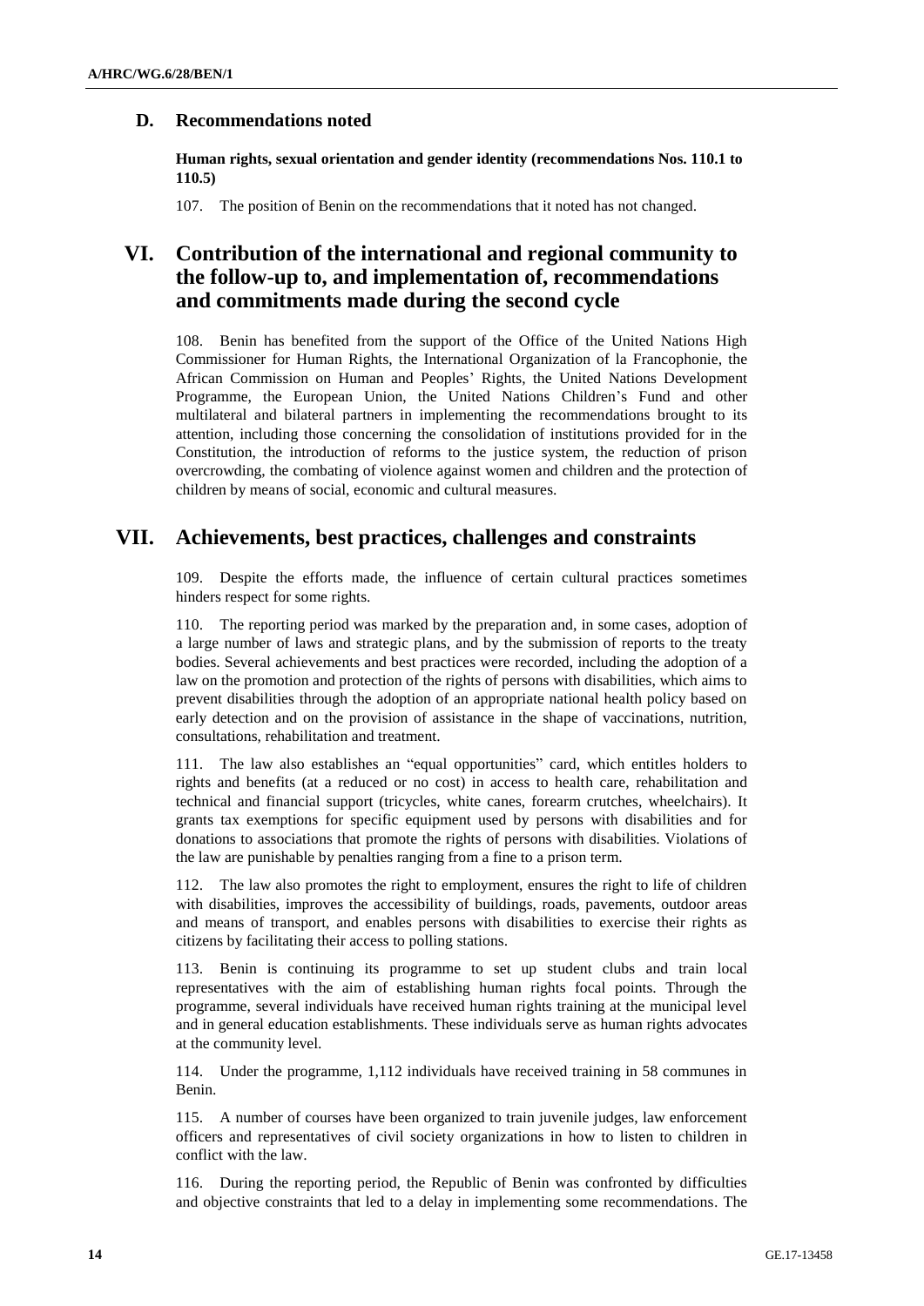### D. Recommendations noted

**Human rights, sexual orientation and gender identity (recommendations Nos. 110.1 to 110.5)**

107. The position of Benin on the recommendations that it noted has not changed.

## VI. Contribution of the international and regional community to the follow-up to, and implementation of, recommendations and commitments made during the second cycle

108. Benin has benefited from the support of the Office of the United Nations High Commissioner for Human Rights, the International Organization of la Francophonie, the African Commission on Human and Peoples' Rights, the United Nations Development Programme, the European Union, the United Nations Children's Fund and other multilateral and bilateral partners in implementing the recommendations brought to its attention, including those concerning the consolidation of institutions provided for in the Constitution, the introduction of reforms to the justice system, the reduction of prison overcrowding, the combating of violence against women and children and the protection of children by means of social, economic and cultural measures.

## VII. Achievements, best practices, challenges and constraints

109. Despite the efforts made, the influence of certain cultural practices sometimes hinders respect for some rights.

110. The reporting period was marked by the preparation and, in some cases, adoption of a large number of laws and strategic plans, and by the submission of reports to the treaty bodies. Several achievements and best practices were recorded, including the adoption of a law on the promotion and protection of the rights of persons with disabilities, which aims to prevent disabilities through the adoption of an appropriate national health policy based on early detection and on the provision of assistance in the shape of vaccinations, nutrition, consultations, rehabilitation and treatment.

111. The law also establishes an "equal opportunities" card, which entitles holders to rights and benefits (at a reduced or no cost) in access to health care, rehabilitation and technical and financial support (tricycles, white canes, forearm crutches, wheelchairs). It grants tax exemptions for specific equipment used by persons with disabilities and for donations to associations that promote the rights of persons with disabilities. Violations of the law are punishable by penalties ranging from a fine to a prison term.

112. The law also promotes the right to employment, ensures the right to life of children with disabilities, improves the accessibility of buildings, roads, pavements, outdoor areas and means of transport, and enables persons with disabilities to exercise their rights as citizens by facilitating their access to polling stations.

113. Benin is continuing its programme to set up student clubs and train local representatives with the aim of establishing human rights focal points. Through the programme, several individuals have received human rights training at the municipal level and in general education establishments. These individuals serve as human rights advocates at the community level.

114. Under the programme, 1,112 individuals have received training in 58 communes in Benin.

115. A number of courses have been organized to train juvenile judges, law enforcement officers and representatives of civil society organizations in how to listen to children in conflict with the law.

116. During the reporting period, the Republic of Benin was confronted by difficulties and objective constraints that led to a delay in implementing some recommendations. The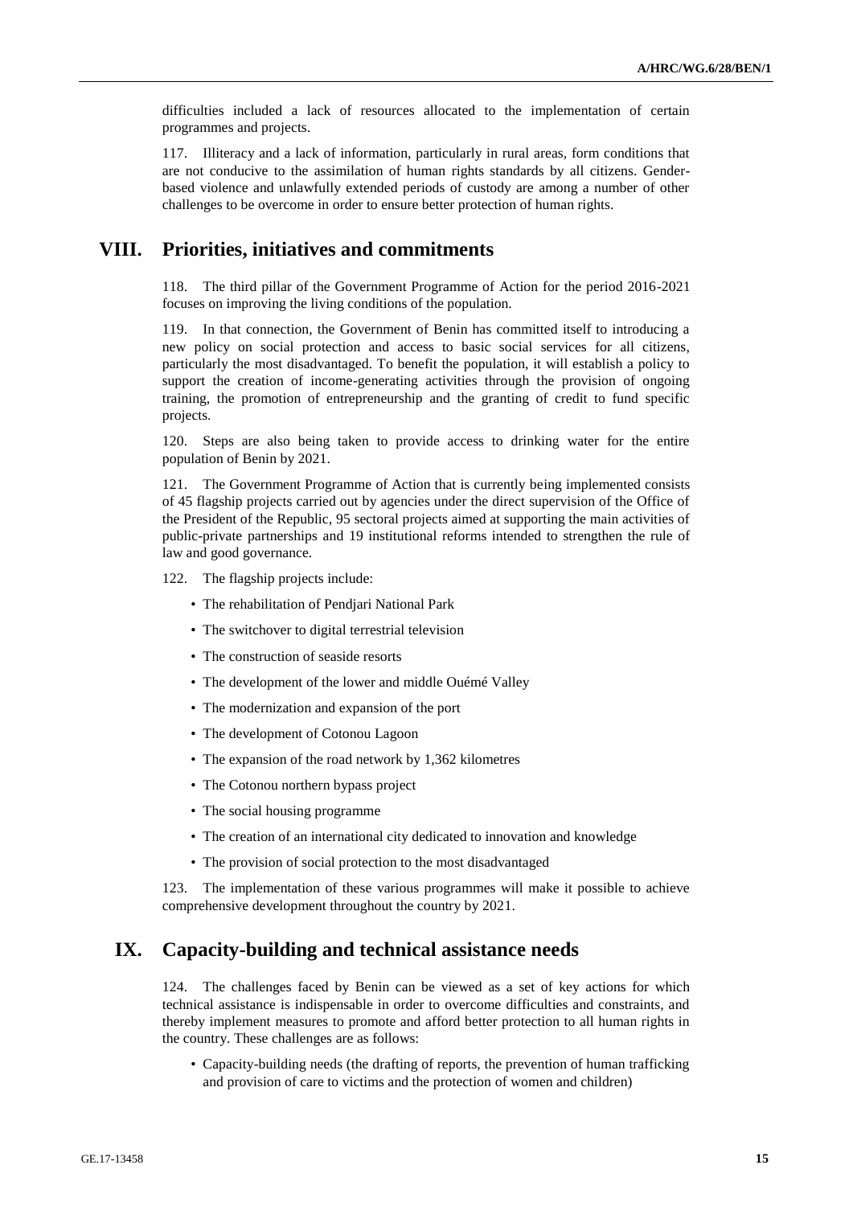difficulties included a lack of resources allocated to the implementation of certain programmes and projects.

117. Illiteracy and a lack of information, particularly in rural areas, form conditions that are not conducive to the assimilation of human rights standards by all citizens. Gender-based violence and unlawfully extended periods of custody are among a number of other challenges to be overcome in order to ensure better protection of human rights.

## VIII. Priorities, initiatives and commitments

118. The third pillar of the Government Programme of Action for the period 2016-2021 focuses on improving the living conditions of the population.

119. In that connection, the Government of Benin has committed itself to introducing a new policy on social protection and access to basic social services for all citizens, particularly the most disadvantaged. To benefit the population, it will establish a policy to support the creation of income-generating activities through the provision of ongoing training, the promotion of entrepreneurship and the granting of credit to fund specific projects.

120. Steps are also being taken to provide access to drinking water for the entire population of Benin by 2021.

121. The Government Programme of Action that is currently being implemented consists of 45 flagship projects carried out by agencies under the direct supervision of the Office of the President of the Republic, 95 sectoral projects aimed at supporting the main activities of public-private partnerships and 19 institutional reforms intended to strengthen the rule of law and good governance.

122. The flagship projects include:

- The rehabilitation of Pendjari National Park
- The switchover to digital terrestrial television
- The construction of seaside resorts
- The development of the lower and middle Ouémé Valley
- The modernization and expansion of the port
- The development of Cotonou Lagoon
- The expansion of the road network by 1,362 kilometres
- The Cotonou northern bypass project
- The social housing programme
- The creation of an international city dedicated to innovation and knowledge
- The provision of social protection to the most disadvantaged

123. The implementation of these various programmes will make it possible to achieve comprehensive development throughout the country by 2021.

## IX. Capacity-building and technical assistance needs

124. The challenges faced by Benin can be viewed as a set of key actions for which technical assistance is indispensable in order to overcome difficulties and constraints, and thereby implement measures to promote and afford better protection to all human rights in the country. These challenges are as follows:

- Capacity-building needs (the drafting of reports, the prevention of human trafficking and provision of care to victims and the protection of women and children)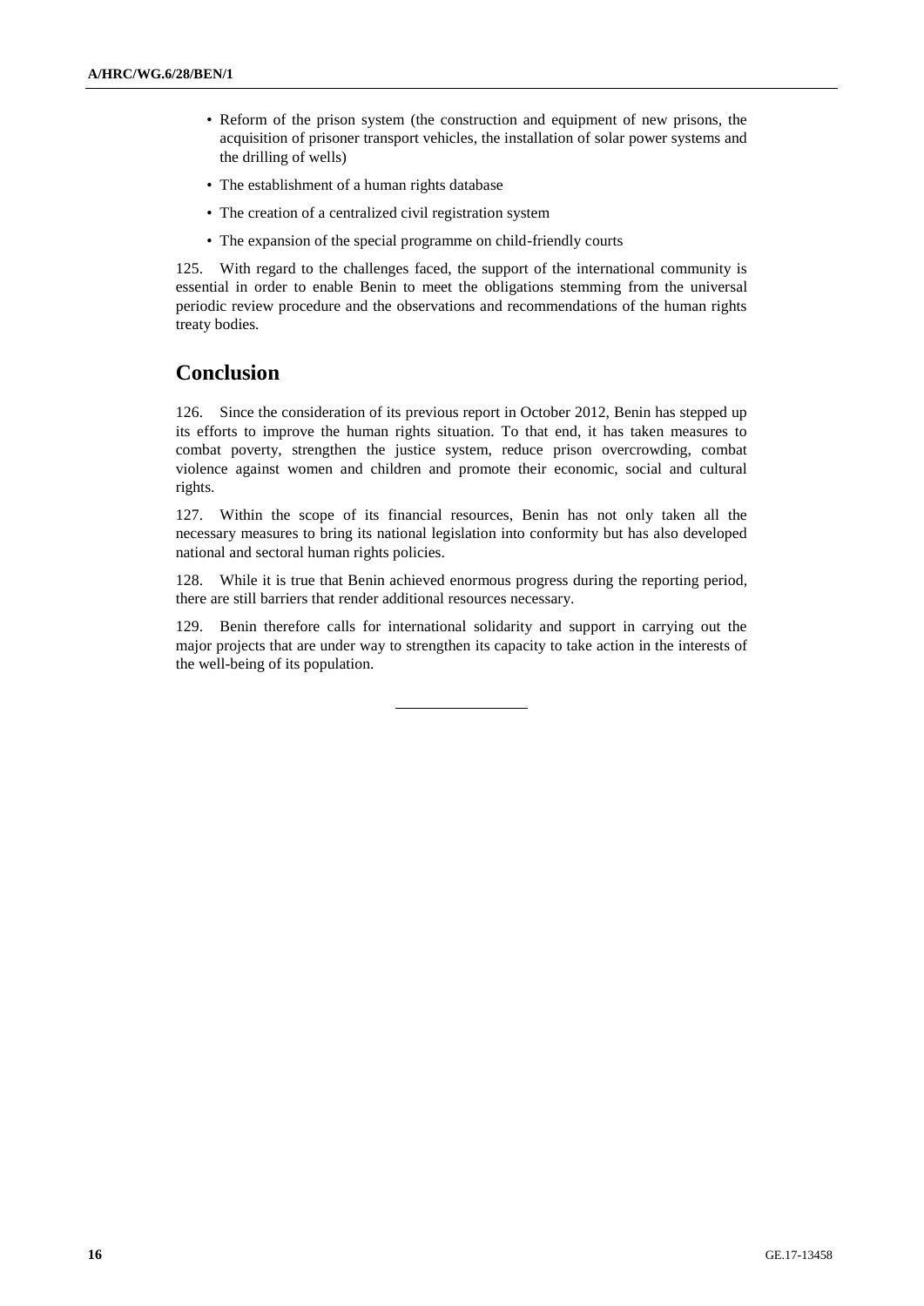- Reform of the prison system (the construction and equipment of new prisons, the acquisition of prisoner transport vehicles, the installation of solar power systems and the drilling of wells)
- The establishment of a human rights database
- The creation of a centralized civil registration system
- The expansion of the special programme on child-friendly courts

125. With regard to the challenges faced, the support of the international community is essential in order to enable Benin to meet the obligations stemming from the universal periodic review procedure and the observations and recommendations of the human rights treaty bodies.

## Conclusion

126. Since the consideration of its previous report in October 2012, Benin has stepped up its efforts to improve the human rights situation. To that end, it has taken measures to combat poverty, strengthen the justice system, reduce prison overcrowding, combat violence against women and children and promote their economic, social and cultural rights.

127. Within the scope of its financial resources, Benin has not only taken all the necessary measures to bring its national legislation into conformity but has also developed national and sectoral human rights policies.

128. While it is true that Benin achieved enormous progress during the reporting period, there are still barriers that render additional resources necessary.

129. Benin therefore calls for international solidarity and support in carrying out the major projects that are under way to strengthen its capacity to take action in the interests of the well-being of its population.